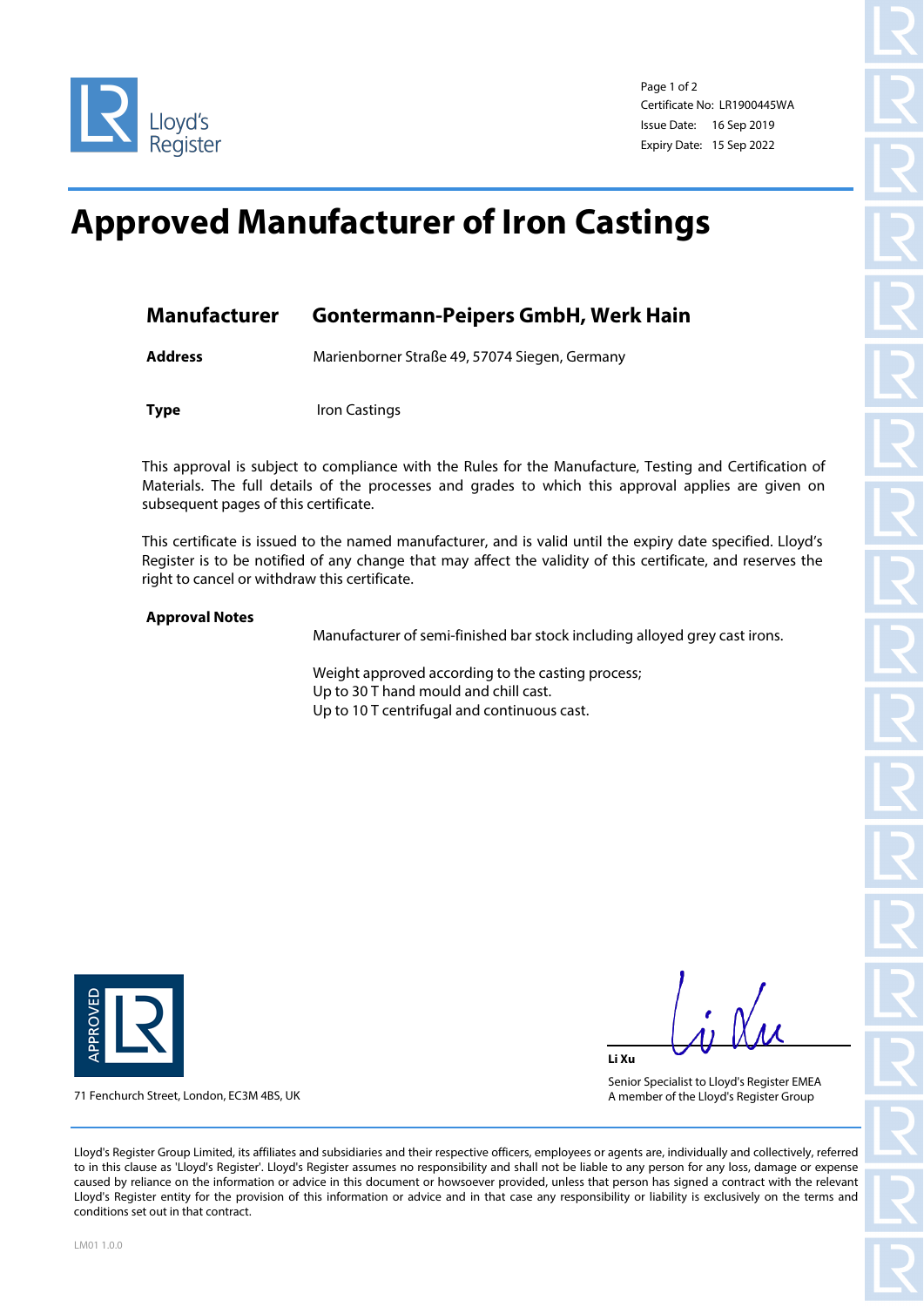Lloyd's Register

Certificate No: LR1900445WA
Issue Date: 16 Sep 2019
Expiry Date: 15 Sep 2022

# Approved Manufacturer of Iron Castings

## Manufacturer Gontermann-Peipers GmbH, Werk Hain

**Address** Marienborner Straße 49, 57074 Siegen, Germany

**Type** Iron Castings

This approval is subject to compliance with the Rules for the Manufacture, Testing and Certification of Materials. The full details of the processes and grades to which this approval applies are given on subsequent pages of this certificate.

This certificate is issued to the named manufacturer, and is valid until the expiry date specified. Lloyd's Register is to be notified of any change that may affect the validity of this certificate, and reserves the right to cancel or withdraw this certificate.

**Approval Notes**

Manufacturer of semi-finished bar stock including alloyed grey cast irons.

Weight approved according to the casting process;
Up to 30 T hand mould and chill cast.
Up to 10 T centrifugal and continuous cast.

APPROVED LR

71 Fenchurch Street, London, EC3M 4BS, UK

**Li Xu**
Senior Specialist to Lloyd's Register EMEA
A member of the Lloyd's Register Group

Lloyd's Register Group Limited, its affiliates and subsidiaries and their respective officers, employees or agents are, individually and collectively, referred to in this clause as 'Lloyd's Register'. Lloyd's Register assumes no responsibility and shall not be liable to any person for any loss, damage or expense caused by reliance on the information or advice in this document or howsoever provided, unless that person has signed a contract with the relevant Lloyd's Register entity for the provision of this information or advice and in that case any responsibility or liability is exclusively on the terms and conditions set out in that contract.

LM01 1.0.0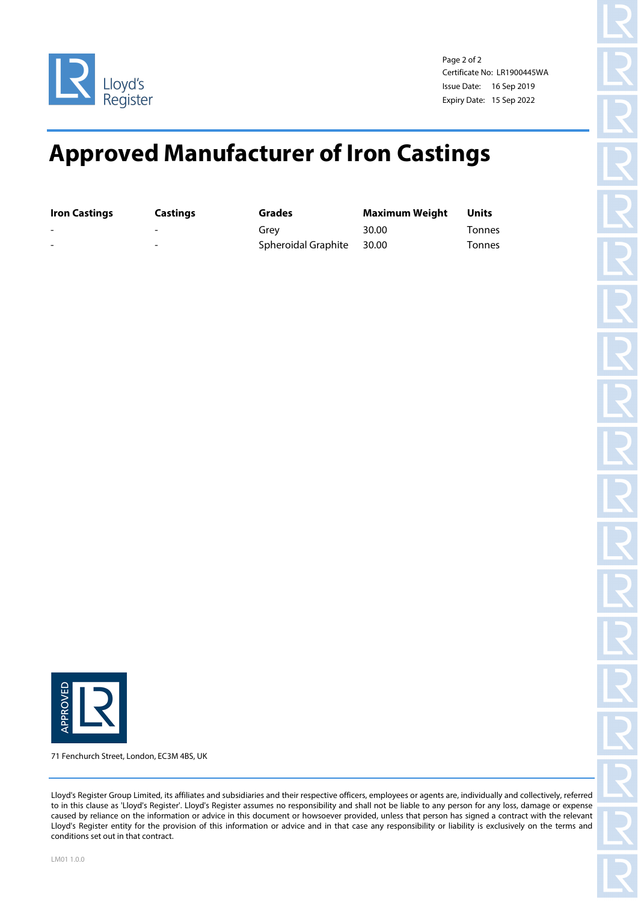Certificate No: LR1900445WA
Issue Date: 16 Sep 2019
Expiry Date: 15 Sep 2022

# Approved Manufacturer of Iron Castings

| Iron Castings | Castings | Grades | Maximum Weight | Units |
|---|---|---|---|---|
| - | - | Grey | 30.00 | Tonnes |
| - | - | Spheroidal Graphite | 30.00 | Tonnes |

71 Fenchurch Street, London, EC3M 4BS, UK

Lloyd's Register Group Limited, its affiliates and subsidiaries and their respective officers, employees or agents are, individually and collectively, referred to in this clause as 'Lloyd's Register'. Lloyd's Register assumes no responsibility and shall not be liable to any person for any loss, damage or expense caused by reliance on the information or advice in this document or howsoever provided, unless that person has signed a contract with the relevant Lloyd's Register entity for the provision of this information or advice and in that case any responsibility or liability is exclusively on the terms and conditions set out in that contract.

LM01 1.0.0